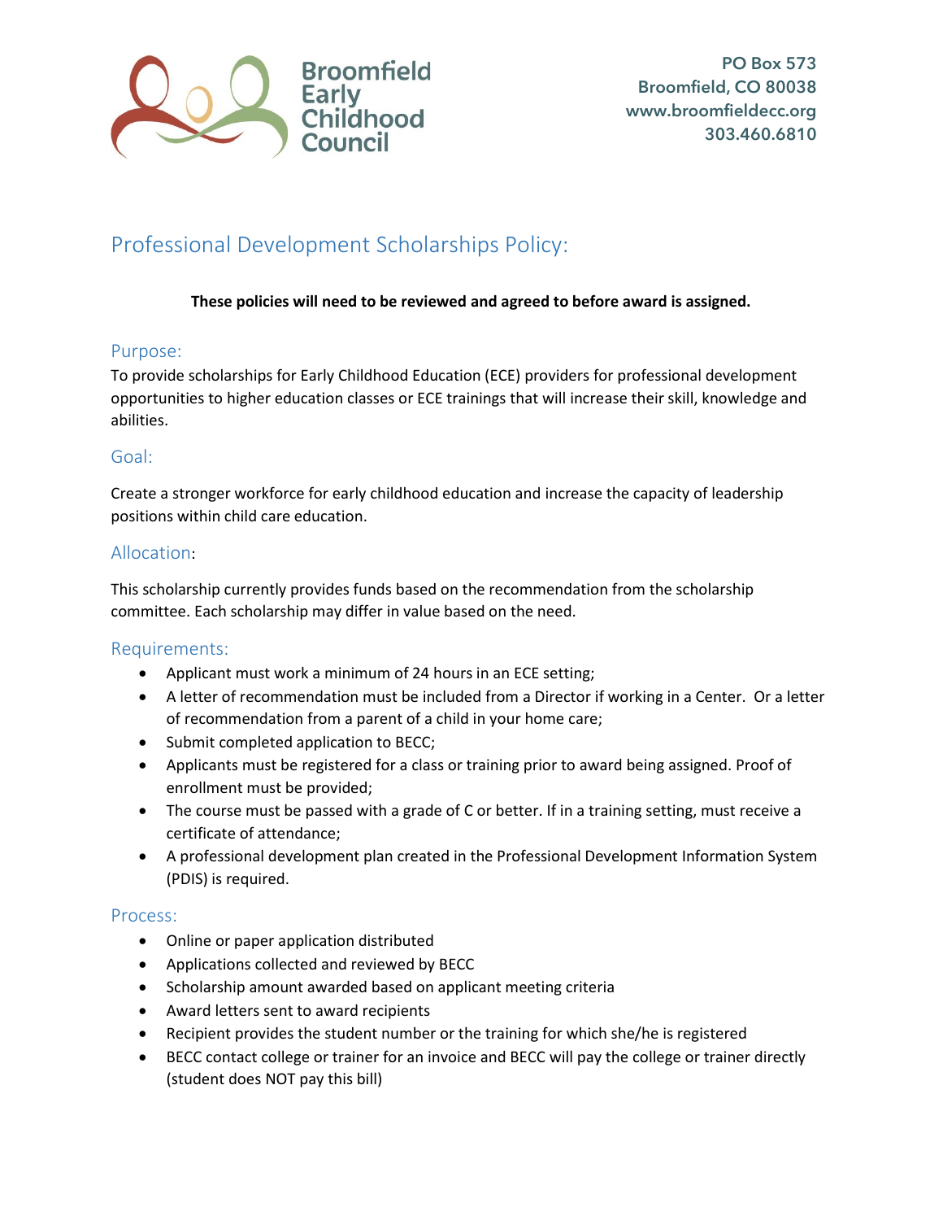Broomfield Early Childhood Council

PO Box 573
Broomfield, CO 80038
www.broomfieldecc.org
303.460.6810

# Professional Development Scholarships Policy:

**These policies will need to be reviewed and agreed to before award is assigned.**

## Purpose:

To provide scholarships for Early Childhood Education (ECE) providers for professional development opportunities to higher education classes or ECE trainings that will increase their skill, knowledge and abilities.

## Goal:

Create a stronger workforce for early childhood education and increase the capacity of leadership positions within child care education.

## Allocation:

This scholarship currently provides funds based on the recommendation from the scholarship committee. Each scholarship may differ in value based on the need.

## Requirements:

- Applicant must work a minimum of 24 hours in an ECE setting;
- A letter of recommendation must be included from a Director if working in a Center. Or a letter of recommendation from a parent of a child in your home care;
- Submit completed application to BECC;
- Applicants must be registered for a class or training prior to award being assigned. Proof of enrollment must be provided;
- The course must be passed with a grade of C or better. If in a training setting, must receive a certificate of attendance;
- A professional development plan created in the Professional Development Information System (PDIS) is required.

## Process:

- Online or paper application distributed
- Applications collected and reviewed by BECC
- Scholarship amount awarded based on applicant meeting criteria
- Award letters sent to award recipients
- Recipient provides the student number or the training for which she/he is registered
- BECC contact college or trainer for an invoice and BECC will pay the college or trainer directly (student does NOT pay this bill)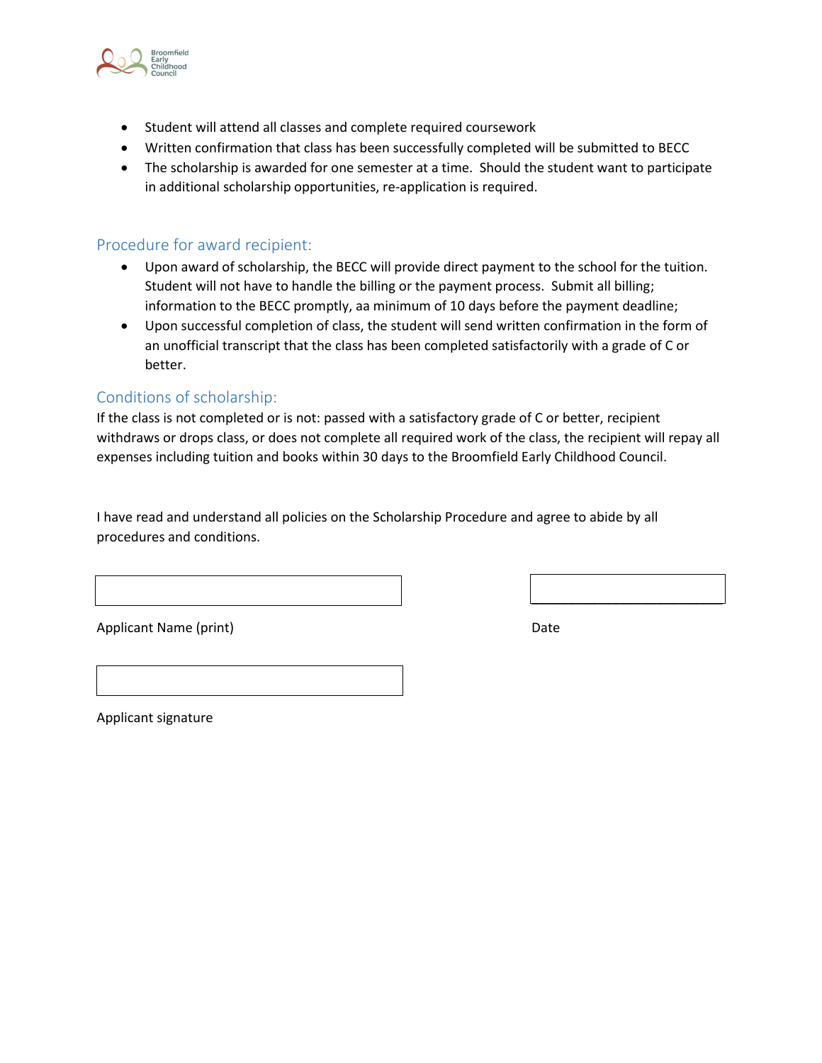- Student will attend all classes and complete required coursework
- Written confirmation that class has been successfully completed will be submitted to BECC
- The scholarship is awarded for one semester at a time.  Should the student want to participate in additional scholarship opportunities, re-application is required.

## Procedure for award recipient:

- Upon award of scholarship, the BECC will provide direct payment to the school for the tuition. Student will not have to handle the billing or the payment process.  Submit all billing; information to the BECC promptly, aa minimum of 10 days before the payment deadline;
- Upon successful completion of class, the student will send written confirmation in the form of an unofficial transcript that the class has been completed satisfactorily with a grade of C or better.

## Conditions of scholarship:

If the class is not completed or is not: passed with a satisfactory grade of C or better, recipient withdraws or drops class, or does not complete all required work of the class, the recipient will repay all expenses including tuition and books within 30 days to the Broomfield Early Childhood Council.

I have read and understand all policies on the Scholarship Procedure and agree to abide by all procedures and conditions.

Applicant Name (print)

Date

Applicant signature